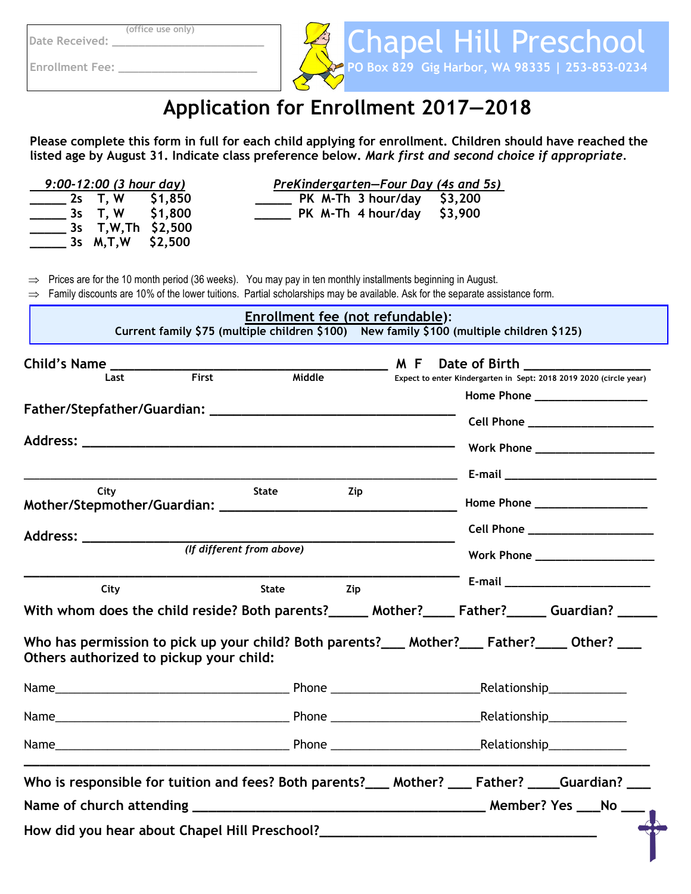(office use only)

Date Received: ______________________

Enrollment Fee: ______________________

# Chapel Hill Preschool

PO Box 829 Gig Harbor, WA 98335 | 253-853-0234

## Application for Enrollment 2017—2018

**Please complete this form in full for each child applying for enrollment. Children should have reached the listed age by August 31. Indicate class preference below.** ***Mark first and second choice if appropriate.***

***9:00-12:00 (3 hour day)***

_____ 2s T, W $1,850
_____ 3s T, W $1,800
_____ 3s T,W,Th $2,500
_____ 3s M,T,W $2,500

***PreKindergarten—Four Day (4s and 5s)***

_____ PK M-Th 3 hour/day $3,200
_____ PK M-Th 4 hour/day $3,900

⇒ Prices are for the 10 month period (36 weeks). You may pay in ten monthly installments beginning in August.

⇒ Family discounts are 10% of the lower tuitions. Partial scholarships may be available. Ask for the separate assistance form.

**Enrollment fee (not refundable):**
**Current family $75 (multiple children $100) New family $100 (multiple children $125)**

**Child's Name** ______________________________ **M F Date of Birth** ______________
Last First Middle
Expect to enter Kindergarten in Sept: 2018 2019 2020 (circle year)

**Father/Stepfather/Guardian:** ______________________________

**Address:** ______________________________

______________________________
City State Zip

Home Phone ______________
Cell Phone ______________
Work Phone ______________
E-mail ______________

**Mother/Stepmother/Guardian:** ______________________________

**Address:** ______________________________
*(If different from above)*

______________________________
City State Zip

Home Phone ______________
Cell Phone ______________
Work Phone ______________
E-mail ______________

**With whom does the child reside? Both parents?_____ Mother?____ Father?_____ Guardian? _____**

**Who has permission to pick up your child? Both parents?___ Mother?___ Father?____ Other? ___**
**Others authorized to pickup your child:**

Name______________________________ Phone ____________________Relationship___________

Name______________________________ Phone ____________________Relationship___________

Name______________________________ Phone ____________________Relationship___________

**Who is responsible for tuition and fees? Both parents?___ Mother? ___ Father? ____Guardian? ___**

**Name of church attending** ______________________________ **Member? Yes ___No ___**

**How did you hear about Chapel Hill Preschool?**______________________________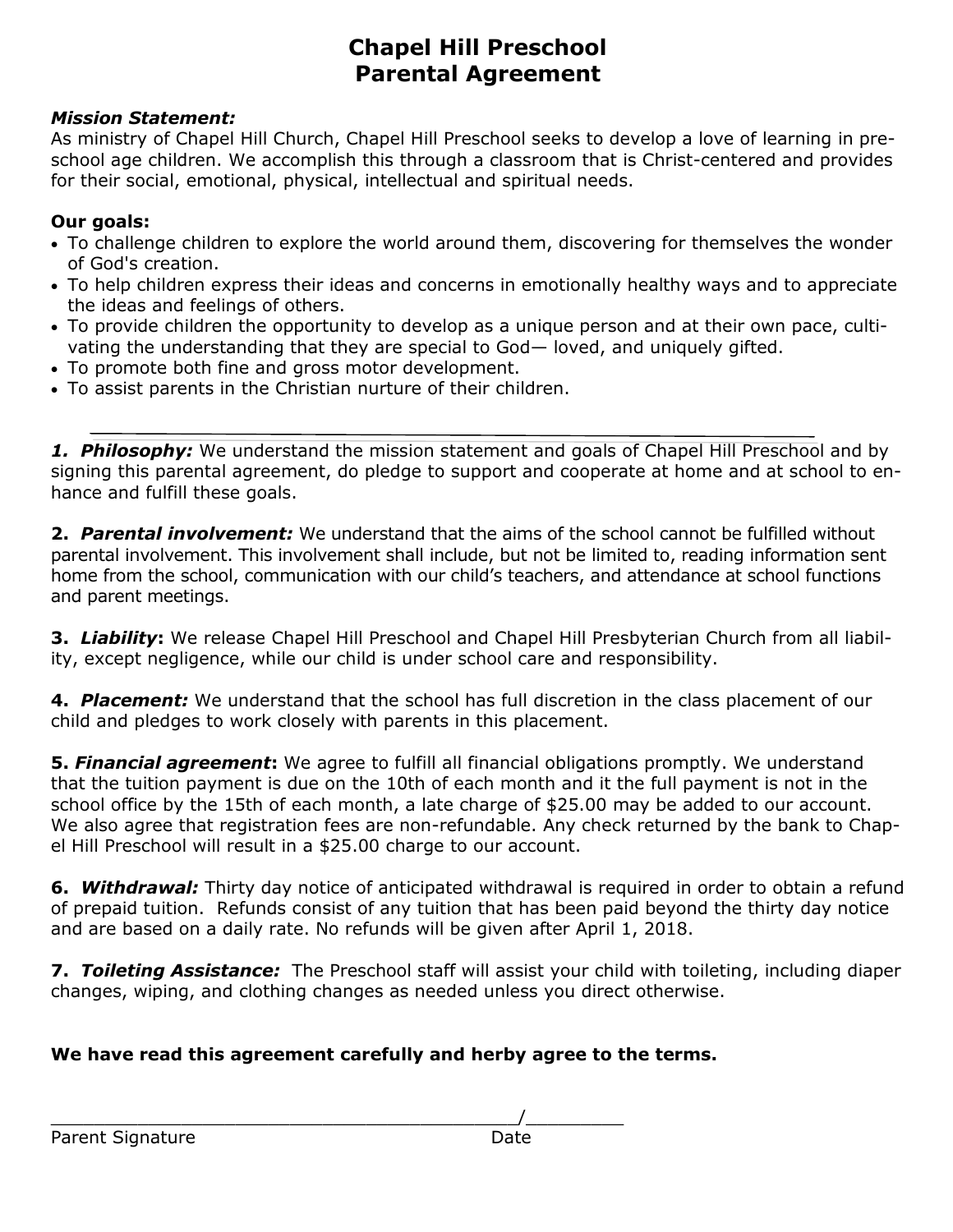# Chapel Hill Preschool
# Parental Agreement

***Mission Statement:***
As ministry of Chapel Hill Church, Chapel Hill Preschool seeks to develop a love of learning in preschool age children. We accomplish this through a classroom that is Christ-centered and provides for their social, emotional, physical, intellectual and spiritual needs.

**Our goals:**

- To challenge children to explore the world around them, discovering for themselves the wonder of God's creation.
- To help children express their ideas and concerns in emotionally healthy ways and to appreciate the ideas and feelings of others.
- To provide children the opportunity to develop as a unique person and at their own pace, cultivating the understanding that they are special to God— loved, and uniquely gifted.
- To promote both fine and gross motor development.
- To assist parents in the Christian nurture of their children.

---

***1. Philosophy:*** We understand the mission statement and goals of Chapel Hill Preschool and by signing this parental agreement, do pledge to support and cooperate at home and at school to enhance and fulfill these goals.

**2.** ***Parental involvement:*** We understand that the aims of the school cannot be fulfilled without parental involvement. This involvement shall include, but not be limited to, reading information sent home from the school, communication with our child's teachers, and attendance at school functions and parent meetings.

**3.** ***Liability*****:** We release Chapel Hill Preschool and Chapel Hill Presbyterian Church from all liability, except negligence, while our child is under school care and responsibility.

**4.** ***Placement:*** We understand that the school has full discretion in the class placement of our child and pledges to work closely with parents in this placement.

**5.** ***Financial agreement*****:** We agree to fulfill all financial obligations promptly. We understand that the tuition payment is due on the 10th of each month and it the full payment is not in the school office by the 15th of each month, a late charge of $25.00 may be added to our account. We also agree that registration fees are non-refundable. Any check returned by the bank to Chapel Hill Preschool will result in a $25.00 charge to our account.

**6.** ***Withdrawal:*** Thirty day notice of anticipated withdrawal is required in order to obtain a refund of prepaid tuition. Refunds consist of any tuition that has been paid beyond the thirty day notice and are based on a daily rate. No refunds will be given after April 1, 2018.

**7.** ***Toileting Assistance:*** The Preschool staff will assist your child with toileting, including diaper changes, wiping, and clothing changes as needed unless you direct otherwise.

**We have read this agreement carefully and herby agree to the terms.**

____________________________________________/_________
Parent Signature                                                                  Date